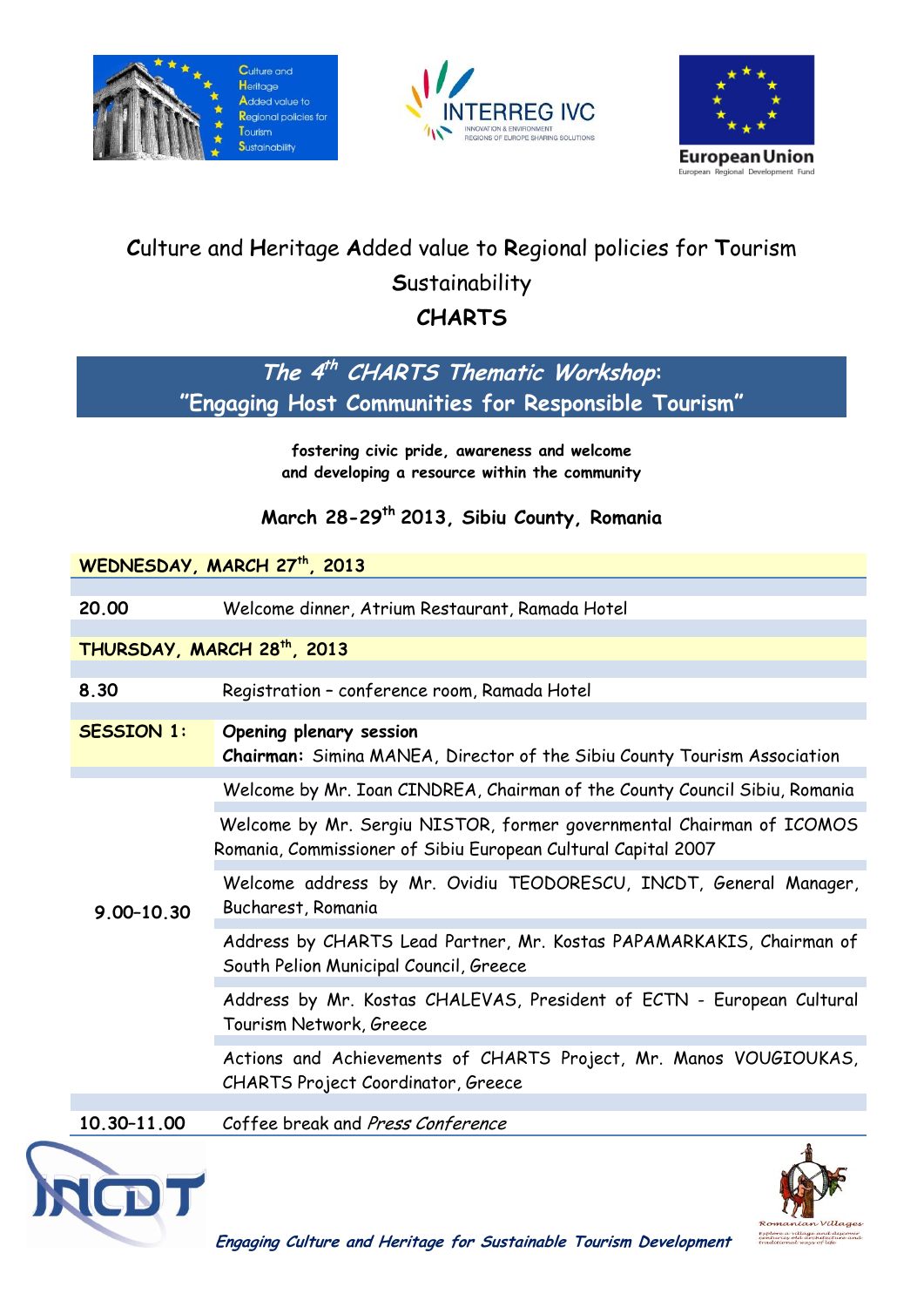# Culture and Heritage Added value to Regional policies for Tourism Sustainability

## CHARTS

## *The 4th CHARTS Thematic Workshop*: "Engaging Host Communities for Responsible Tourism"

**fostering civic pride, awareness and welcome and developing a resource within the community**

**March 28-29th 2013, Sibiu County, Romania**

| | |
|---|---|
| **WEDNESDAY, MARCH 27th, 2013** | |
| **20.00** | Welcome dinner, Atrium Restaurant, Ramada Hotel |
| **THURSDAY, MARCH 28th, 2013** | |
| **8.30** | Registration – conference room, Ramada Hotel |
| **SESSION 1:** | **Opening plenary session**<br>**Chairman:** Simina MANEA, Director of the Sibiu County Tourism Association |
| **9.00-10.30** | Welcome by Mr. Ioan CINDREA, Chairman of the County Council Sibiu, Romania |
| | Welcome by Mr. Sergiu NISTOR, former governmental Chairman of ICOMOS Romania, Commissioner of Sibiu European Cultural Capital 2007 |
| | Welcome address by Mr. Ovidiu TEODORESCU, INCDT, General Manager, Bucharest, Romania |
| | Address by CHARTS Lead Partner, Mr. Kostas PAPAMARKAKIS, Chairman of South Pelion Municipal Council, Greece |
| | Address by Mr. Kostas CHALEVAS, President of ECTN - European Cultural Tourism Network, Greece |
| | Actions and Achievements of CHARTS Project, Mr. Manos VOUGIOUKAS, CHARTS Project Coordinator, Greece |
| **10.30-11.00** | Coffee break and *Press Conference* |

***Engaging Culture and Heritage for Sustainable Tourism Development***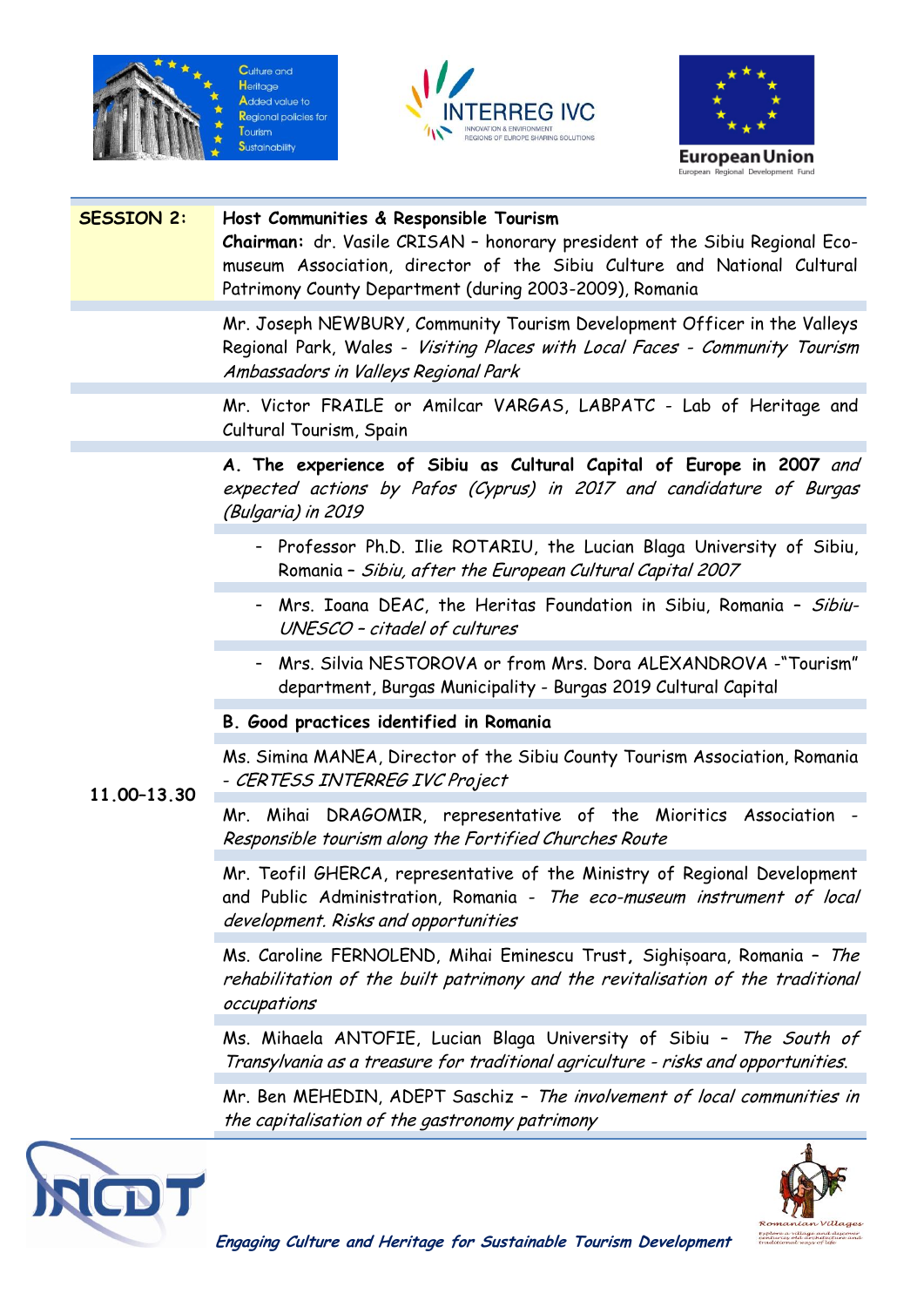| SESSION 2: | **Host Communities & Responsible Tourism** **Chairman:** dr. Vasile CRISAN – honorary president of the Sibiu Regional Eco-museum Association, director of the Sibiu Culture and National Cultural Patrimony County Department (during 2003-2009), Romania |
|---|---|
| | Mr. Joseph NEWBURY, Community Tourism Development Officer in the Valleys Regional Park, Wales - *Visiting Places with Local Faces - Community Tourism Ambassadors in Valleys Regional Park* |
| | Mr. Victor FRAILE or Amilcar VARGAS, LABPATC - Lab of Heritage and Cultural Tourism, Spain |
| | **A. The experience of Sibiu as Cultural Capital of Europe in 2007** *and expected actions by Pafos (Cyprus) in 2017 and candidature of Burgas (Bulgaria) in 2019* |
| | - Professor Ph.D. Ilie ROTARIU, the Lucian Blaga University of Sibiu, Romania – *Sibiu, after the European Cultural Capital 2007* |
| | - Mrs. Ioana DEAC, the Heritas Foundation in Sibiu, Romania – *Sibiu-UNESCO – citadel of cultures* |
| | - Mrs. Silvia NESTOROVA or from Mrs. Dora ALEXANDROVA -"Tourism" department, Burgas Municipality - Burgas 2019 Cultural Capital |
| | **B. Good practices identified in Romania** |
| | Ms. Simina MANEA, Director of the Sibiu County Tourism Association, Romania - *CERTESS INTERREG IVC Project* |
| **11.00–13.30** | Mr. Mihai DRAGOMIR, representative of the Mioritics Association - *Responsible tourism along the Fortified Churches Route* |
| | Mr. Teofil GHERCA, representative of the Ministry of Regional Development and Public Administration, Romania - *The eco-museum instrument of local development. Risks and opportunities* |
| | Ms. Caroline FERNOLEND, Mihai Eminescu Trust, Sighișoara, Romania – *The rehabilitation of the built patrimony and the revitalisation of the traditional occupations* |
| | Ms. Mihaela ANTOFIE, Lucian Blaga University of Sibiu – *The South of Transylvania as a treasure for traditional agriculture - risks and opportunities.* |
| | Mr. Ben MEHEDIN, ADEPT Saschiz – *The involvement of local communities in the capitalisation of the gastronomy patrimony* |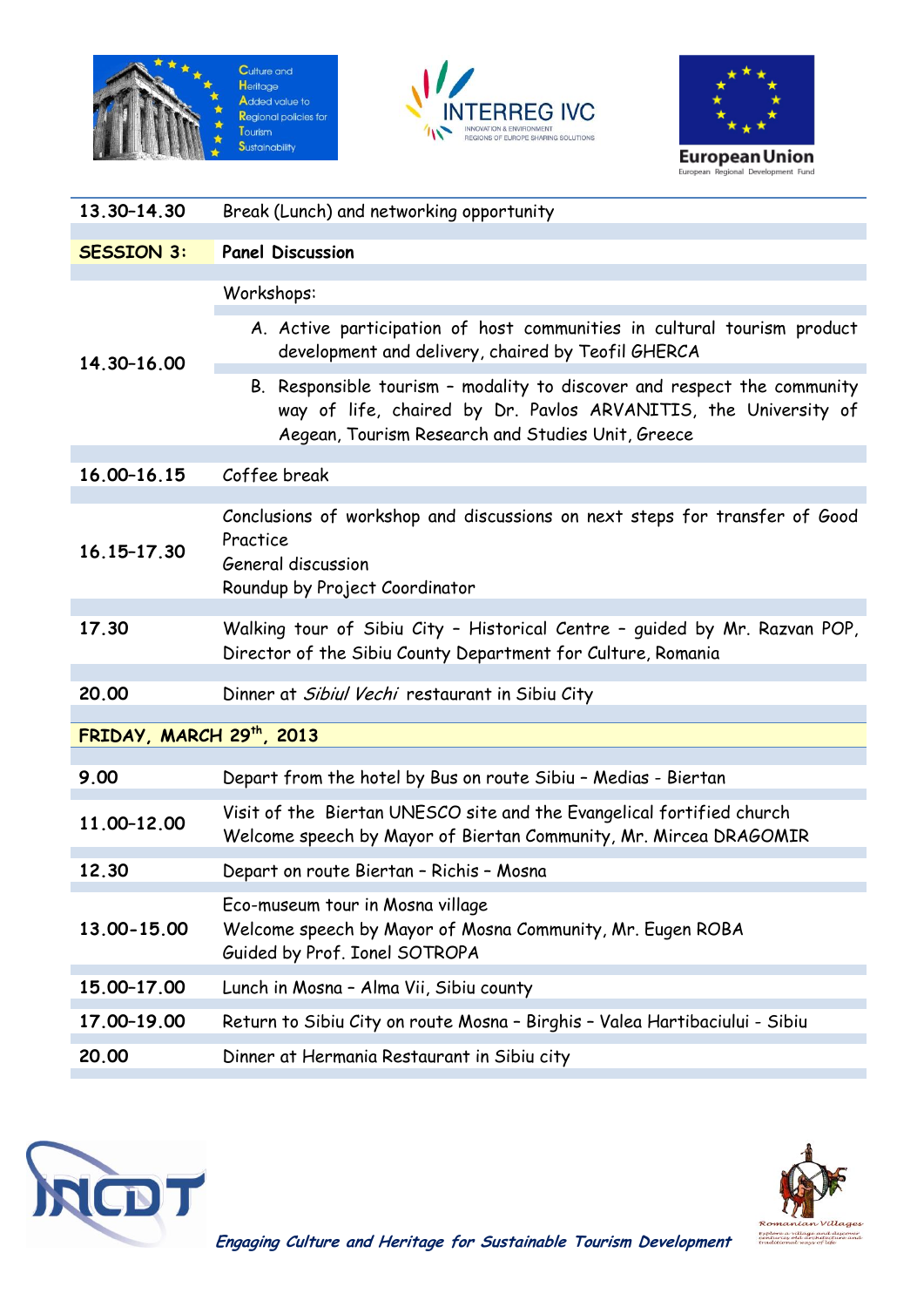| | |
|---|---|
| **13.30–14.30** | Break (Lunch) and networking opportunity |
| **SESSION 3:** | **Panel Discussion** |
| **14.30–16.00** | Workshops:<br>A. Active participation of host communities in cultural tourism product development and delivery, chaired by Teofil GHERCA<br>B. Responsible tourism – modality to discover and respect the community way of life, chaired by Dr. Pavlos ARVANITIS, the University of Aegean, Tourism Research and Studies Unit, Greece |
| **16.00–16.15** | Coffee break |
| **16.15–17.30** | Conclusions of workshop and discussions on next steps for transfer of Good Practice<br>General discussion<br>Roundup by Project Coordinator |
| **17.30** | Walking tour of Sibiu City – Historical Centre – guided by Mr. Razvan POP, Director of the Sibiu County Department for Culture, Romania |
| **20.00** | Dinner at *Sibiul Vechi* restaurant in Sibiu City |
| **FRIDAY, MARCH 29th, 2013** | |
| **9.00** | Depart from the hotel by Bus on route Sibiu – Medias - Biertan |
| **11.00–12.00** | Visit of the Biertan UNESCO site and the Evangelical fortified church<br>Welcome speech by Mayor of Biertan Community, Mr. Mircea DRAGOMIR |
| **12.30** | Depart on route Biertan – Richis – Mosna |
| **13.00-15.00** | Eco-museum tour in Mosna village<br>Welcome speech by Mayor of Mosna Community, Mr. Eugen ROBA<br>Guided by Prof. Ionel SOTROPA |
| **15.00–17.00** | Lunch in Mosna – Alma Vii, Sibiu county |
| **17.00–19.00** | Return to Sibiu City on route Mosna – Birghis – Valea Hartibaciului - Sibiu |
| **20.00** | Dinner at Hermania Restaurant in Sibiu city |

***Engaging Culture and Heritage for Sustainable Tourism Development***